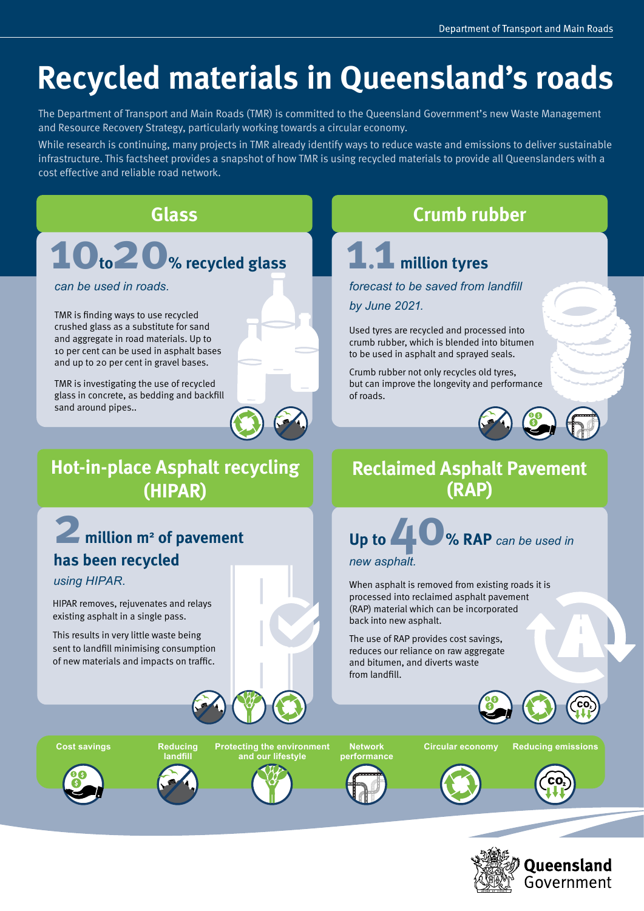# Recycled materials in Queensland's roads

The Department of Transport and Main Roads (TMR) is committed to the Queensland Government's new Waste Management and Resource Recovery Strategy, particularly working towards a circular economy.

While research is continuing, many projects in TMR already identify ways to reduce waste and emissions to deliver sustainable infrastructure. This factsheet provides a snapshot of how TMR is using recycled materials to provide all Queenslanders with a cost effective and reliable road network.

## Glass

**10 to 20% recycled glass**

*can be used in roads.*

TMR is finding ways to use recycled crushed glass as a substitute for sand and aggregate in road materials. Up to 10 per cent can be used in asphalt bases and up to 20 per cent in gravel bases.

TMR is investigating the use of recycled glass in concrete, as bedding and backfill sand around pipes..

## Crumb rubber

**1.1 million tyres**

*forecast to be saved from landfill by June 2021.*

Used tyres are recycled and processed into crumb rubber, which is blended into bitumen to be used in asphalt and sprayed seals.

Crumb rubber not only recycles old tyres, but can improve the longevity and performance of roads.

## Hot-in-place Asphalt recycling (HIPAR)

**2 million m² of pavement has been recycled**

*using HIPAR.*

HIPAR removes, rejuvenates and relays existing asphalt in a single pass.

This results in very little waste being sent to landfill minimising consumption of new materials and impacts on traffic.

## Reclaimed Asphalt Pavement (RAP)

**Up to 40% RAP** *can be used in new asphalt.*

When asphalt is removed from existing roads it is processed into reclaimed asphalt pavement (RAP) material which can be incorporated back into new asphalt.

The use of RAP provides cost savings, reduces our reliance on raw aggregate and bitumen, and diverts waste from landfill.

Cost savings | Reducing landfill | Protecting the environment and our lifestyle | Network performance | Circular economy | Reducing emissions

Queensland Government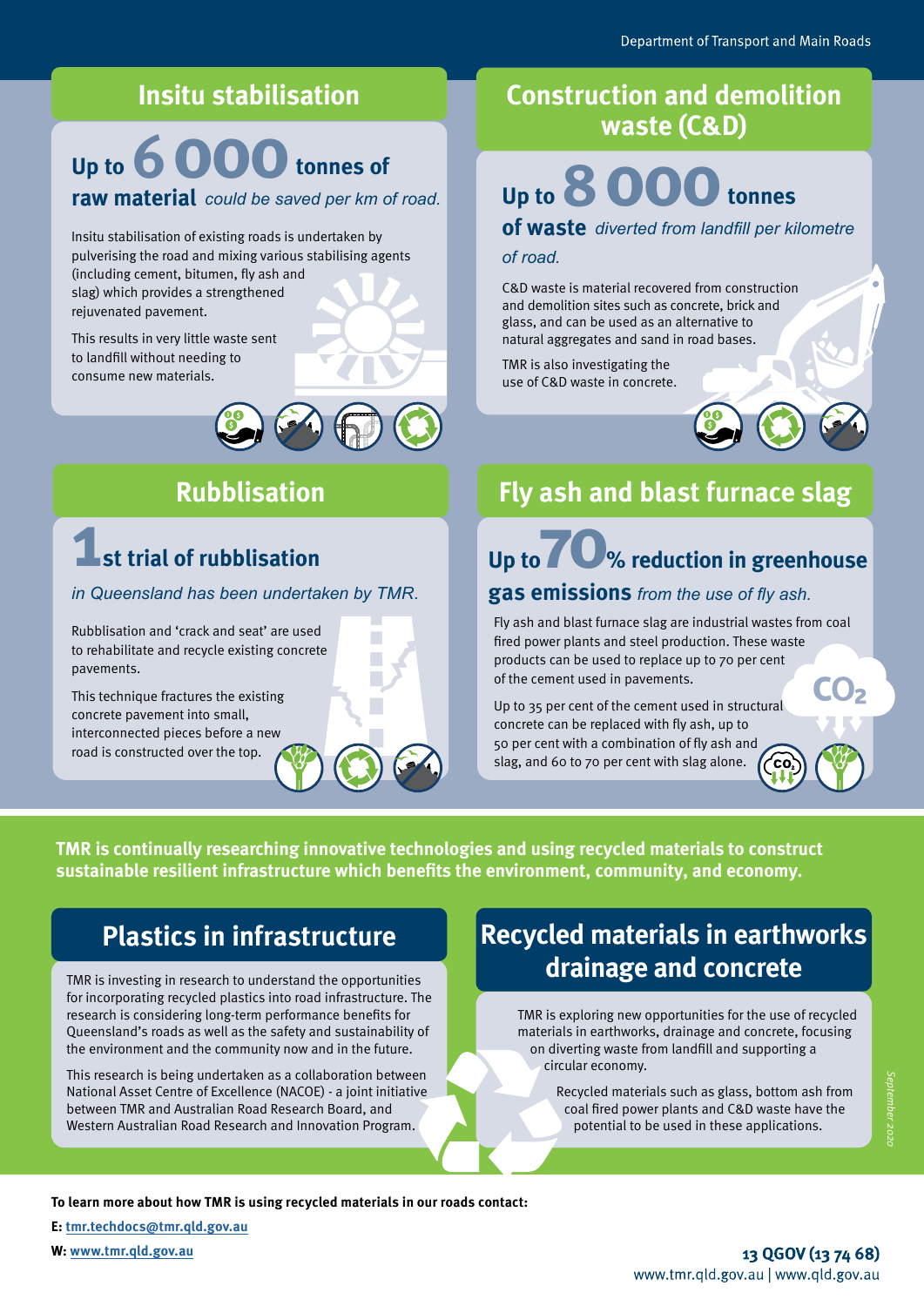## Insitu stabilisation

**Up to 6 000 tonnes of raw material** *could be saved per km of road.*

Insitu stabilisation of existing roads is undertaken by pulverising the road and mixing various stabilising agents (including cement, bitumen, fly ash and slag) which provides a strengthened rejuvenated pavement.

This results in very little waste sent to landfill without needing to consume new materials.

## Construction and demolition waste (C&D)

**Up to 8 000 tonnes of waste** *diverted from landfill per kilometre of road.*

C&D waste is material recovered from construction and demolition sites such as concrete, brick and glass, and can be used as an alternative to natural aggregates and sand in road bases.

TMR is also investigating the use of C&D waste in concrete.

## Rubblisation

**1st trial of rubblisation** *in Queensland has been undertaken by TMR.*

Rubblisation and 'crack and seat' are used to rehabilitate and recycle existing concrete pavements.

This technique fractures the existing concrete pavement into small, interconnected pieces before a new road is constructed over the top.

## Fly ash and blast furnace slag

**Up to 70% reduction in greenhouse gas emissions** *from the use of fly ash.*

Fly ash and blast furnace slag are industrial wastes from coal fired power plants and steel production. These waste products can be used to replace up to 70 per cent of the cement used in pavements.

Up to 35 per cent of the cement used in structural concrete can be replaced with fly ash, up to 50 per cent with a combination of fly ash and slag, and 60 to 70 per cent with slag alone.

**TMR is continually researching innovative technologies and using recycled materials to construct sustainable resilient infrastructure which benefits the environment, community, and economy.**

## Plastics in infrastructure

TMR is investing in research to understand the opportunities for incorporating recycled plastics into road infrastructure. The research is considering long-term performance benefits for Queensland's roads as well as the safety and sustainability of the environment and the community now and in the future.

This research is being undertaken as a collaboration between National Asset Centre of Excellence (NACOE) - a joint initiative between TMR and Australian Road Research Board, and Western Australian Road Research and Innovation Program.

## Recycled materials in earthworks drainage and concrete

TMR is exploring new opportunities for the use of recycled materials in earthworks, drainage and concrete, focusing on diverting waste from landfill and supporting a circular economy.

Recycled materials such as glass, bottom ash from coal fired power plants and C&D waste have the potential to be used in these applications.

*September 2020*

**To learn more about how TMR is using recycled materials in our roads contact:**

**E:** tmr.techdocs@tmr.qld.gov.au

**W:** www.tmr.qld.gov.au

**13 QGOV (13 74 68)**
www.tmr.qld.gov.au | www.qld.gov.au